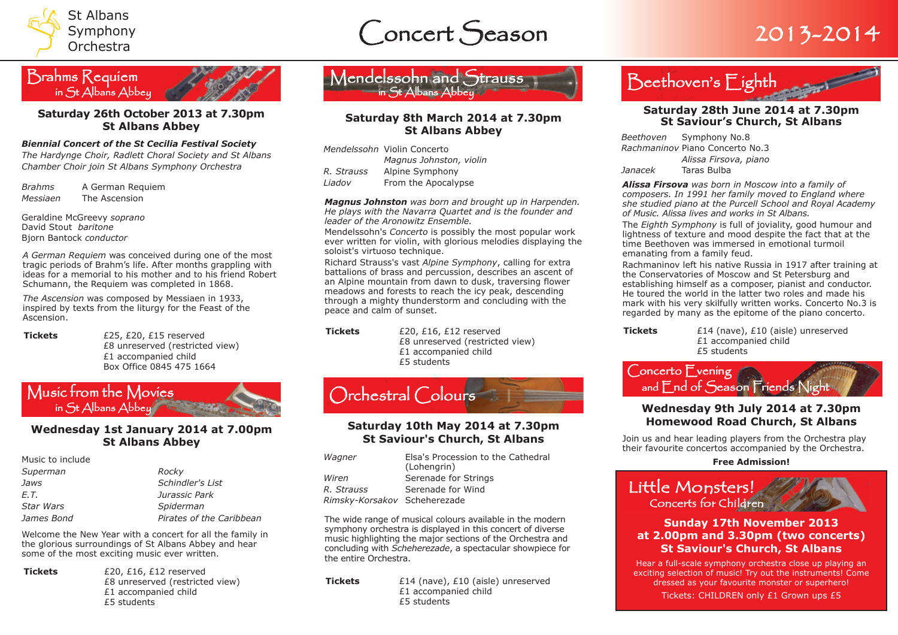St Albans Symphony Orchestra

# Concert Season 2013-2014

## Brahms Requiem in St Albans Abbey

### Saturday 26th October 2013 at 7.30pm
### St Albans Abbey

***Biennial Concert of the St Cecilia Festival Society***
*The Hardynge Choir, Radlett Choral Society and St Albans Chamber Choir join St Albans Symphony Orchestra*

*Brahms* A German Requiem
*Messiaen* The Ascension

Geraldine McGreevy *soprano*
David Stout *baritone*
Bjorn Bantock *conductor*

*A German Requiem* was conceived during one of the most tragic periods of Brahm's life. After months grappling with ideas for a memorial to his mother and to his friend Robert Schumann, the Requiem was completed in 1868.

*The Ascension* was composed by Messiaen in 1933, inspired by texts from the liturgy for the Feast of the Ascension.

**Tickets** £25, £20, £15 reserved
£8 unreserved (restricted view)
£1 accompanied child
Box Office 0845 475 1664

## Music from the Movies in St Albans Abbey

### Wednesday 1st January 2014 at 7.00pm
### St Albans Abbey

Music to include

*Superman*
*Jaws*
*E.T.*
*Star Wars*
*James Bond*
*Rocky*
*Schindler's List*
*Jurassic Park*
*Spiderman*
*Pirates of the Caribbean*

Welcome the New Year with a concert for all the family in the glorious surroundings of St Albans Abbey and hear some of the most exciting music ever written.

**Tickets** £20, £16, £12 reserved
£8 unreserved (restricted view)
£1 accompanied child
£5 students

## Mendelssohn and Strauss in St Albans Abbey

### Saturday 8th March 2014 at 7.30pm
### St Albans Abbey

*Mendelssohn* Violin Concerto
*Magnus Johnston, violin*
*R. Strauss* Alpine Symphony
*Liadov* From the Apocalypse

***Magnus Johnston*** *was born and brought up in Harpenden. He plays with the Navarra Quartet and is the founder and leader of the Aronowitz Ensemble.*

Mendelssohn's *Concerto* is possibly the most popular work ever written for violin, with glorious melodies displaying the soloist's virtuoso technique.

Richard Strauss's vast *Alpine Symphony*, calling for extra battalions of brass and percussion, describes an ascent of an Alpine mountain from dawn to dusk, traversing flower meadows and forests to reach the icy peak, descending through a mighty thunderstorm and concluding with the peace and calm of sunset.

**Tickets** £20, £16, £12 reserved
£8 unreserved (restricted view)
£1 accompanied child
£5 students

## Orchestral Colours

### Saturday 10th May 2014 at 7.30pm
### St Saviour's Church, St Albans

*Wagner* Elsa's Procession to the Cathedral (Lohengrin)
*Wiren* Serenade for Strings
*R. Strauss* Serenade for Wind
*Rimsky-Korsakov* Scheherezade

The wide range of musical colours available in the modern symphony orchestra is displayed in this concert of diverse music highlighting the major sections of the Orchestra and concluding with *Scheherezade*, a spectacular showpiece for the entire Orchestra.

**Tickets** £14 (nave), £10 (aisle) unreserved
£1 accompanied child
£5 students

## Beethoven's Eighth

### Saturday 28th June 2014 at 7.30pm
### St Saviour's Church, St Albans

*Beethoven* Symphony No.8
*Rachmaninov* Piano Concerto No.3
*Alissa Firsova, piano*
*Janacek* Taras Bulba

***Alissa Firsova*** *was born in Moscow into a family of composers. In 1991 her family moved to England where she studied piano at the Purcell School and Royal Academy of Music. Alissa lives and works in St Albans.*

The *Eighth Symphony* is full of joviality, good humour and lightness of texture and mood despite the fact that at the time Beethoven was immersed in emotional turmoil emanating from a family feud.

Rachmaninov left his native Russia in 1917 after training at the Conservatories of Moscow and St Petersburg and establishing himself as a composer, pianist and conductor. He toured the world in the latter two roles and made his mark with his very skilfully written works. Concerto No.3 is regarded by many as the epitome of the piano concerto.

**Tickets** £14 (nave), £10 (aisle) unreserved
£1 accompanied child
£5 students

## Concerto Evening and End of Season Friends Night

### Wednesday 9th July 2014 at 7.30pm
### Homewood Road Church, St Albans

Join us and hear leading players from the Orchestra play their favourite concertos accompanied by the Orchestra.

**Free Admission!**

## Little Monsters! Concerts for Children

### Sunday 17th November 2013
### at 2.00pm and 3.30pm (two concerts)
### St Saviour's Church, St Albans

Hear a full-scale symphony orchestra close up playing an exciting selection of music! Try out the instruments! Come dressed as your favourite monster or superhero!

Tickets: CHILDREN only £1 Grown ups £5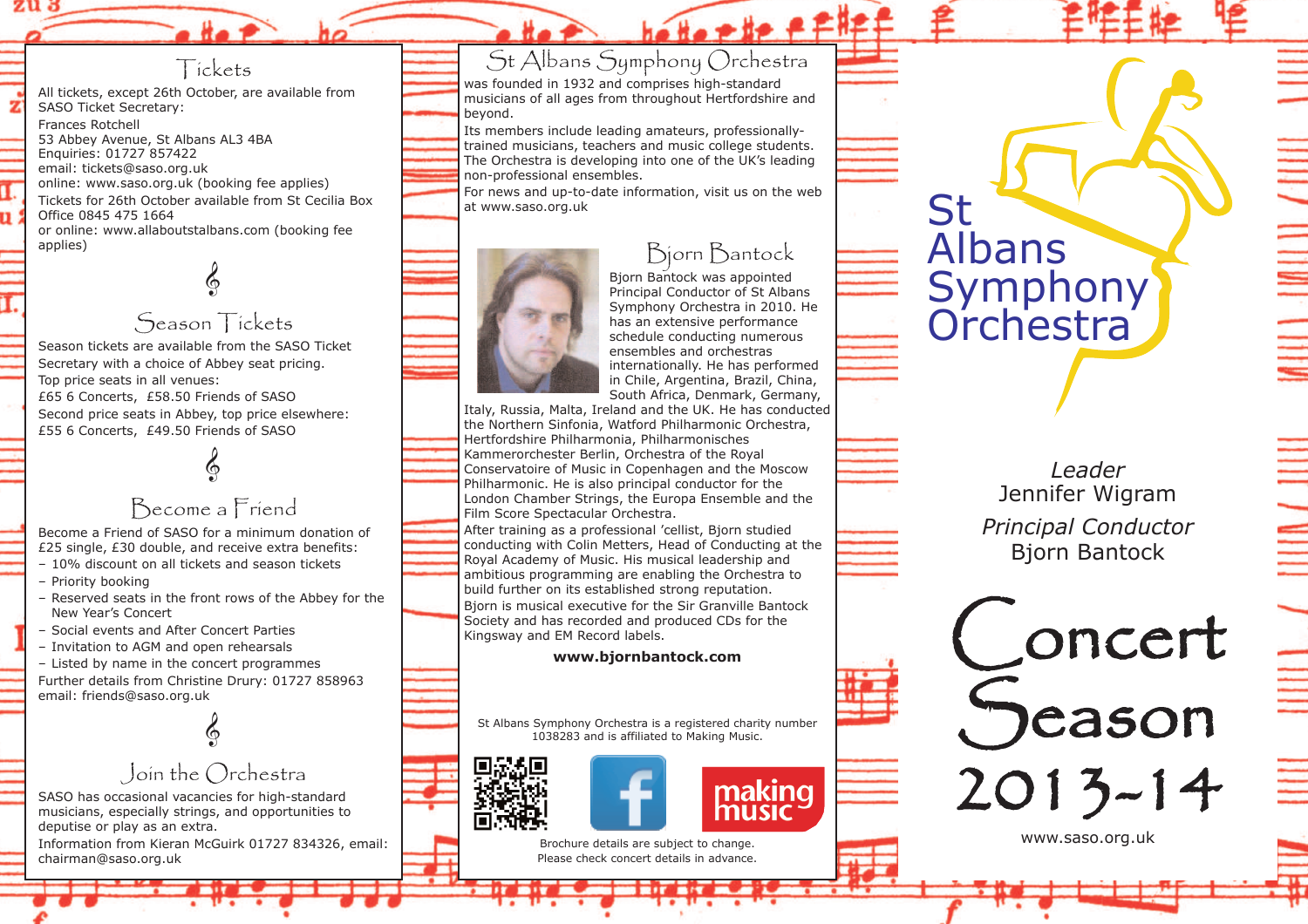## Tickets

All tickets, except 26th October, are available from SASO Ticket Secretary:

Frances Rotchell
53 Abbey Avenue, St Albans AL3 4BA
Enquiries: 01727 857422
email: tickets@saso.org.uk
online: www.saso.org.uk (booking fee applies)

Tickets for 26th October available from St Cecilia Box Office 0845 475 1664
or online: www.allaboutstalbans.com (booking fee applies)

## Season Tickets

Season tickets are available from the SASO Ticket Secretary with a choice of Abbey seat pricing.

Top price seats in all venues:
£65 6 Concerts, £58.50 Friends of SASO

Second price seats in Abbey, top price elsewhere:
£55 6 Concerts, £49.50 Friends of SASO

## Become a Friend

Become a Friend of SASO for a minimum donation of £25 single, £30 double, and receive extra benefits:

- 10% discount on all tickets and season tickets
- Priority booking
- Reserved seats in the front rows of the Abbey for the New Year's Concert
- Social events and After Concert Parties
- Invitation to AGM and open rehearsals
- Listed by name in the concert programmes

Further details from Christine Drury: 01727 858963
email: friends@saso.org.uk

## Join the Orchestra

SASO has occasional vacancies for high-standard musicians, especially strings, and opportunities to deputise or play as an extra.

Information from Kieran McGuirk 01727 834326, email: chairman@saso.org.uk

## St Albans Symphony Orchestra

was founded in 1932 and comprises high-standard musicians of all ages from throughout Hertfordshire and beyond.

Its members include leading amateurs, professionally-trained musicians, teachers and music college students. The Orchestra is developing into one of the UK's leading non-professional ensembles.

For news and up-to-date information, visit us on the web at www.saso.org.uk

## Bjorn Bantock

Bjorn Bantock was appointed Principal Conductor of St Albans Symphony Orchestra in 2010. He has an extensive performance schedule conducting numerous ensembles and orchestras internationally. He has performed in Chile, Argentina, Brazil, China, South Africa, Denmark, Germany, Italy, Russia, Malta, Ireland and the UK. He has conducted the Northern Sinfonia, Watford Philharmonic Orchestra, Hertfordshire Philharmonia, Philharmonisches Kammerorchester Berlin, Orchestra of the Royal Conservatoire of Music in Copenhagen and the Moscow Philharmonic. He is also principal conductor for the London Chamber Strings, the Europa Ensemble and the Film Score Spectacular Orchestra.

After training as a professional 'cellist, Bjorn studied conducting with Colin Metters, Head of Conducting at the Royal Academy of Music. His musical leadership and ambitious programming are enabling the Orchestra to build further on its established strong reputation.

Bjorn is musical executive for the Sir Granville Bantock Society and has recorded and produced CDs for the Kingsway and EM Record labels.

**www.bjornbantock.com**

St Albans Symphony Orchestra is a registered charity number 1038283 and is affiliated to Making Music.

making music

Brochure details are subject to change.
Please check concert details in advance.

# St Albans Symphony Orchestra

*Leader*
Jennifer Wigram

*Principal Conductor*
Bjorn Bantock

# Concert Season 2013-14

www.saso.org.uk